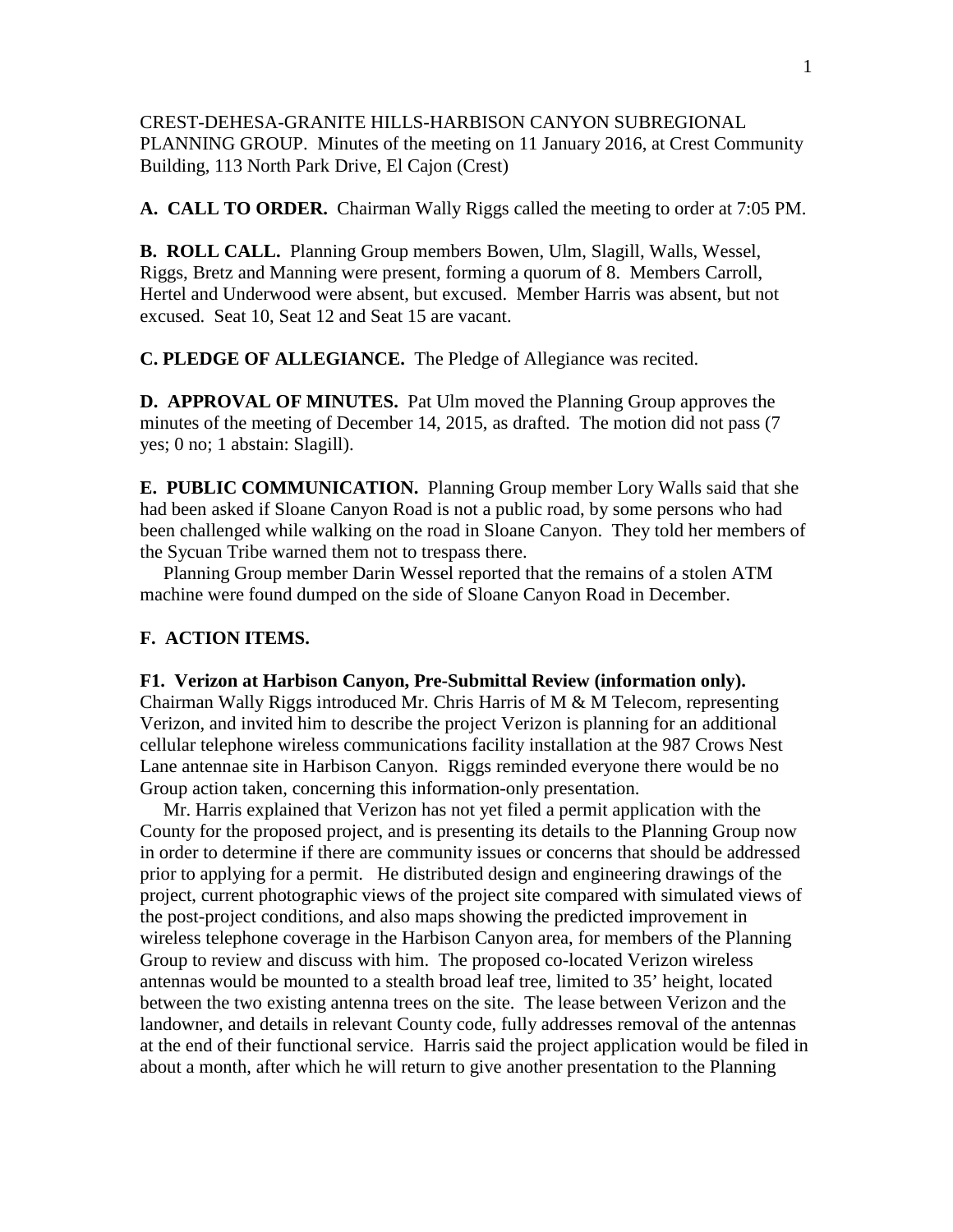CREST-DEHESA-GRANITE HILLS-HARBISON CANYON SUBREGIONAL PLANNING GROUP. Minutes of the meeting on 11 January 2016, at Crest Community Building, 113 North Park Drive, El Cajon (Crest)

**A. CALL TO ORDER.** Chairman Wally Riggs called the meeting to order at 7:05 PM.

**B. ROLL CALL.** Planning Group members Bowen, Ulm, Slagill, Walls, Wessel, Riggs, Bretz and Manning were present, forming a quorum of 8. Members Carroll, Hertel and Underwood were absent, but excused. Member Harris was absent, but not excused. Seat 10, Seat 12 and Seat 15 are vacant.

**C. PLEDGE OF ALLEGIANCE.** The Pledge of Allegiance was recited.

**D. APPROVAL OF MINUTES.** Pat Ulm moved the Planning Group approves the minutes of the meeting of December 14, 2015, as drafted. The motion did not pass (7 yes; 0 no; 1 abstain: Slagill).

**E. PUBLIC COMMUNICATION.** Planning Group member Lory Walls said that she had been asked if Sloane Canyon Road is not a public road, by some persons who had been challenged while walking on the road in Sloane Canyon. They told her members of the Sycuan Tribe warned them not to trespass there.

Planning Group member Darin Wessel reported that the remains of a stolen ATM machine were found dumped on the side of Sloane Canyon Road in December.

**F. ACTION ITEMS.**

**F1. Verizon at Harbison Canyon, Pre-Submittal Review (information only).** Chairman Wally Riggs introduced Mr. Chris Harris of M & M Telecom, representing Verizon, and invited him to describe the project Verizon is planning for an additional cellular telephone wireless communications facility installation at the 987 Crows Nest Lane antennae site in Harbison Canyon. Riggs reminded everyone there would be no Group action taken, concerning this information-only presentation.

Mr. Harris explained that Verizon has not yet filed a permit application with the County for the proposed project, and is presenting its details to the Planning Group now in order to determine if there are community issues or concerns that should be addressed prior to applying for a permit. He distributed design and engineering drawings of the project, current photographic views of the project site compared with simulated views of the post-project conditions, and also maps showing the predicted improvement in wireless telephone coverage in the Harbison Canyon area, for members of the Planning Group to review and discuss with him. The proposed co-located Verizon wireless antennas would be mounted to a stealth broad leaf tree, limited to 35' height, located between the two existing antenna trees on the site. The lease between Verizon and the landowner, and details in relevant County code, fully addresses removal of the antennas at the end of their functional service. Harris said the project application would be filed in about a month, after which he will return to give another presentation to the Planning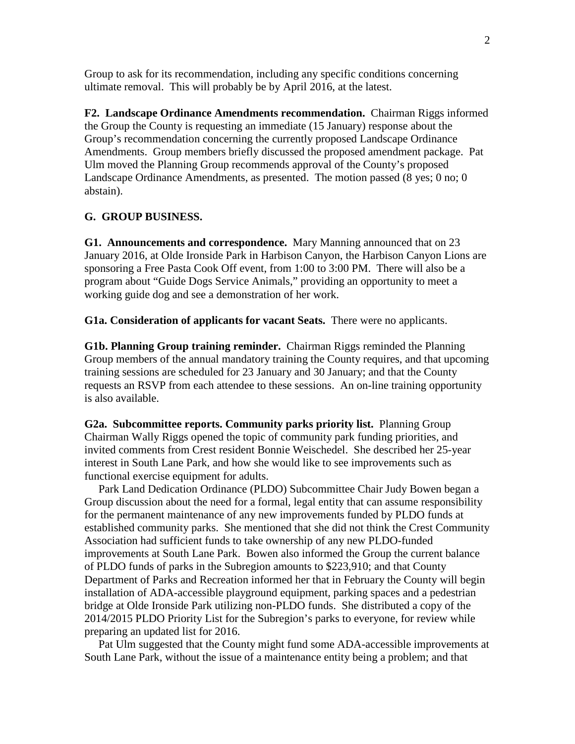Group to ask for its recommendation, including any specific conditions concerning ultimate removal. This will probably be by April 2016, at the latest.

**F2. Landscape Ordinance Amendments recommendation.** Chairman Riggs informed the Group the County is requesting an immediate (15 January) response about the Group's recommendation concerning the currently proposed Landscape Ordinance Amendments. Group members briefly discussed the proposed amendment package. Pat Ulm moved the Planning Group recommends approval of the County's proposed Landscape Ordinance Amendments, as presented. The motion passed (8 yes; 0 no; 0 abstain).

**G. GROUP BUSINESS.**

**G1. Announcements and correspondence.** Mary Manning announced that on 23 January 2016, at Olde Ironside Park in Harbison Canyon, the Harbison Canyon Lions are sponsoring a Free Pasta Cook Off event, from 1:00 to 3:00 PM. There will also be a program about "Guide Dogs Service Animals," providing an opportunity to meet a working guide dog and see a demonstration of her work.

**G1a. Consideration of applicants for vacant Seats.** There were no applicants.

**G1b. Planning Group training reminder.** Chairman Riggs reminded the Planning Group members of the annual mandatory training the County requires, and that upcoming training sessions are scheduled for 23 January and 30 January; and that the County requests an RSVP from each attendee to these sessions. An on-line training opportunity is also available.

**G2a. Subcommittee reports. Community parks priority list.** Planning Group Chairman Wally Riggs opened the topic of community park funding priorities, and invited comments from Crest resident Bonnie Weischedel. She described her 25-year interest in South Lane Park, and how she would like to see improvements such as functional exercise equipment for adults.

Park Land Dedication Ordinance (PLDO) Subcommittee Chair Judy Bowen began a Group discussion about the need for a formal, legal entity that can assume responsibility for the permanent maintenance of any new improvements funded by PLDO funds at established community parks. She mentioned that she did not think the Crest Community Association had sufficient funds to take ownership of any new PLDO-funded improvements at South Lane Park. Bowen also informed the Group the current balance of PLDO funds of parks in the Subregion amounts to $223,910; and that County Department of Parks and Recreation informed her that in February the County will begin installation of ADA-accessible playground equipment, parking spaces and a pedestrian bridge at Olde Ironside Park utilizing non-PLDO funds. She distributed a copy of the 2014/2015 PLDO Priority List for the Subregion's parks to everyone, for review while preparing an updated list for 2016.

Pat Ulm suggested that the County might fund some ADA-accessible improvements at South Lane Park, without the issue of a maintenance entity being a problem; and that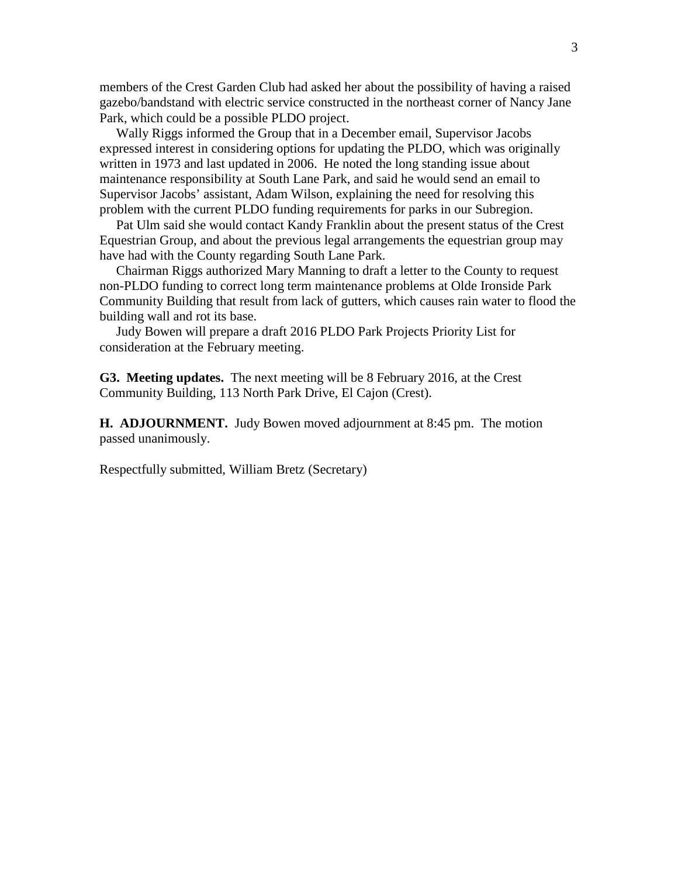members of the Crest Garden Club had asked her about the possibility of having a raised gazebo/bandstand with electric service constructed in the northeast corner of Nancy Jane Park, which could be a possible PLDO project.

Wally Riggs informed the Group that in a December email, Supervisor Jacobs expressed interest in considering options for updating the PLDO, which was originally written in 1973 and last updated in 2006. He noted the long standing issue about maintenance responsibility at South Lane Park, and said he would send an email to Supervisor Jacobs' assistant, Adam Wilson, explaining the need for resolving this problem with the current PLDO funding requirements for parks in our Subregion.

Pat Ulm said she would contact Kandy Franklin about the present status of the Crest Equestrian Group, and about the previous legal arrangements the equestrian group may have had with the County regarding South Lane Park.

Chairman Riggs authorized Mary Manning to draft a letter to the County to request non-PLDO funding to correct long term maintenance problems at Olde Ironside Park Community Building that result from lack of gutters, which causes rain water to flood the building wall and rot its base.

Judy Bowen will prepare a draft 2016 PLDO Park Projects Priority List for consideration at the February meeting.

**G3. Meeting updates.** The next meeting will be 8 February 2016, at the Crest Community Building, 113 North Park Drive, El Cajon (Crest).

**H. ADJOURNMENT.** Judy Bowen moved adjournment at 8:45 pm. The motion passed unanimously.

Respectfully submitted, William Bretz (Secretary)